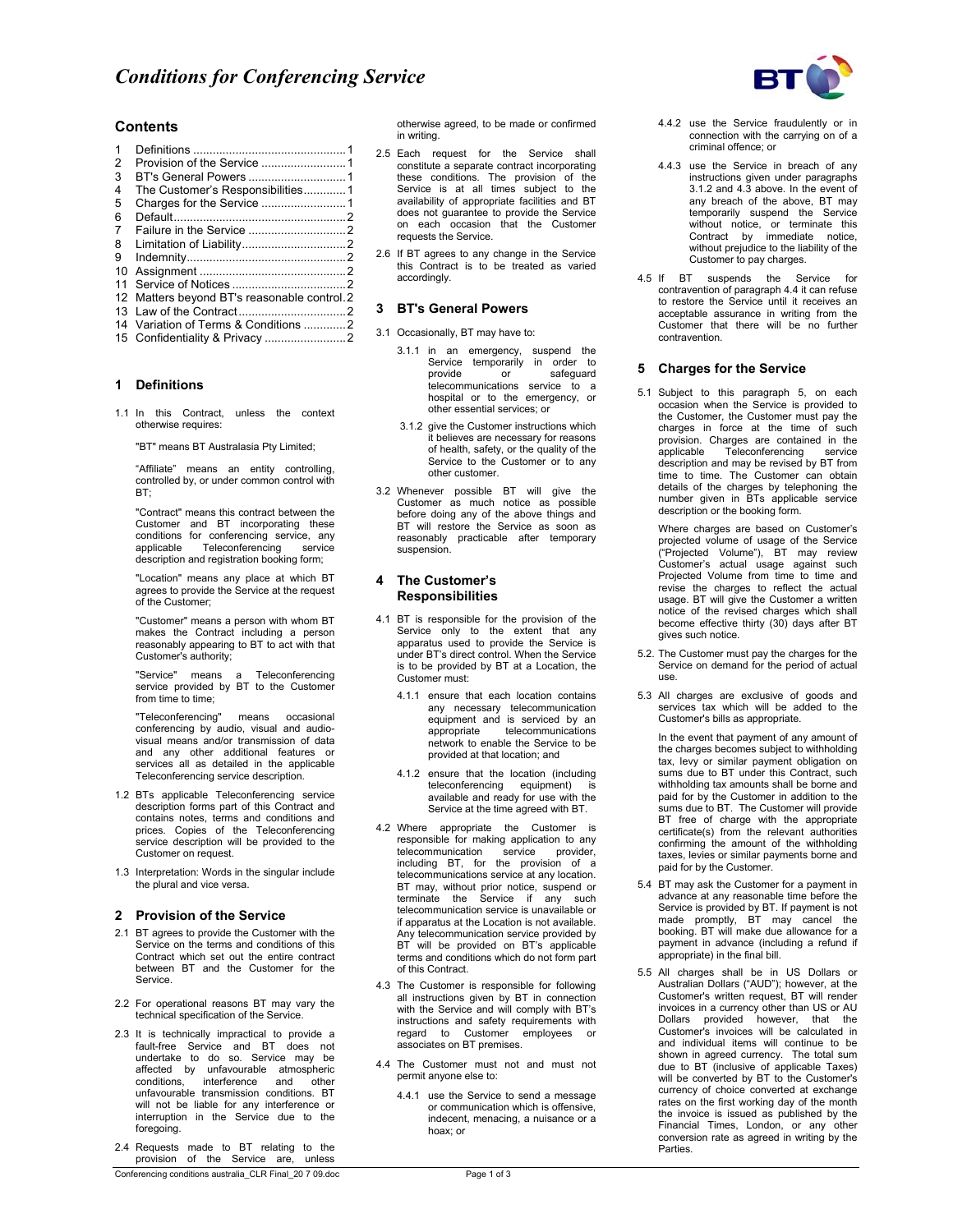# *Conditions for Conferencing Service*

## Contents

1 Definitions .............................................. 1
2 Provision of the Service .......................... 1
3 BT's General Powers .............................. 1
4 The Customer's Responsibilities............. 1
5 Charges for the Service .......................... 1
6 Default..................................................... 2
7 Failure in the Service .............................. 2
8 Limitation of Liability................................ 2
9 Indemnity................................................. 2
10 Assignment ............................................ 2
11 Service of Notices .................................. 2
12 Matters beyond BT's reasonable control. 2
13 Law of the Contract................................ 2
14 Variation of Terms & Conditions ............. 2
15 Confidentiality & Privacy ......................... 2

## 1 Definitions

1.1 In this Contract, unless the context otherwise requires:

"BT" means BT Australasia Pty Limited;

"Affiliate" means an entity controlling, controlled by, or under common control with BT;

"Contract" means this contract between the Customer and BT incorporating these conditions for conferencing service, any applicable Teleconferencing service description and registration booking form;

"Location" means any place at which BT agrees to provide the Service at the request of the Customer;

"Customer" means a person with whom BT makes the Contract including a person reasonably appearing to BT to act with that Customer's authority;

"Service" means a Teleconferencing service provided by BT to the Customer from time to time;

"Teleconferencing" means occasional conferencing by audio, visual and audio-visual means and/or transmission of data and any other additional features or services all as detailed in the applicable Teleconferencing service description.

1.2 BTs applicable Teleconferencing service description forms part of this Contract and contains notes, terms and conditions and prices. Copies of the Teleconferencing service description will be provided to the Customer on request.

1.3 Interpretation: Words in the singular include the plural and vice versa.

## 2 Provision of the Service

2.1 BT agrees to provide the Customer with the Service on the terms and conditions of this Contract which set out the entire contract between BT and the Customer for the Service.

2.2 For operational reasons BT may vary the technical specification of the Service.

2.3 It is technically impractical to provide a fault-free Service and BT does not undertake to do so. Service may be affected by unfavourable atmospheric conditions, interference and other unfavourable transmission conditions. BT will not be liable for any interference or interruption in the Service due to the foregoing.

2.4 Requests made to BT relating to the provision of the Service are, unless otherwise agreed, to be made or confirmed in writing.

2.5 Each request for the Service shall constitute a separate contract incorporating these conditions. The provision of the Service is at all times subject to the availability of appropriate facilities and BT does not guarantee to provide the Service on each occasion that the Customer requests the Service.

2.6 If BT agrees to any change in the Service this Contract is to be treated as varied accordingly.

## 3 BT's General Powers

3.1 Occasionally, BT may have to:

3.1.1 in an emergency, suspend the Service temporarily in order to provide or safeguard telecommunications service to a hospital or to the emergency, or other essential services; or

3.1.2 give the Customer instructions which it believes are necessary for reasons of health, safety, or the quality of the Service to the Customer or to any other customer.

3.2 Whenever possible BT will give the Customer as much notice as possible before doing any of the above things and BT will restore the Service as soon as reasonably practicable after temporary suspension.

## 4 The Customer's Responsibilities

4.1 BT is responsible for the provision of the Service only to the extent that any apparatus used to provide the Service is under BT's direct control. When the Service is to be provided by BT at a Location, the Customer must:

4.1.1 ensure that each location contains any necessary telecommunication equipment and is serviced by an appropriate telecommunications network to enable the Service to be provided at that location; and

4.1.2 ensure that the location (including teleconferencing equipment) is available and ready for use with the Service at the time agreed with BT.

4.2 Where appropriate the Customer is responsible for making application to any telecommunication service provider, including BT, for the provision of a telecommunications service at any location. BT may, without prior notice, suspend or terminate the Service if any such telecommunication service is unavailable or if apparatus at the Location is not available. Any telecommunication service provided by BT will be provided on BT's applicable terms and conditions which do not form part of this Contract.

4.3 The Customer is responsible for following all instructions given by BT in connection with the Service and will comply with BT's instructions and safety requirements with regard to Customer employees or associates on BT premises.

4.4 The Customer must not and must not permit anyone else to:

4.4.1 use the Service to send a message or communication which is offensive, indecent, menacing, a nuisance or a hoax; or

4.4.2 use the Service fraudulently or in connection with the carrying on of a criminal offence; or

4.4.3 use the Service in breach of any instructions given under paragraphs 3.1.2 and 4.3 above. In the event of any breach of the above, BT may temporarily suspend the Service without notice, or terminate this Contract by immediate notice, without prejudice to the liability of the Customer to pay charges.

4.5 If BT suspends the Service for contravention of paragraph 4.4 it can refuse to restore the Service until it receives an acceptable assurance in writing from the Customer that there will be no further contravention.

## 5 Charges for the Service

5.1 Subject to this paragraph 5, on each occasion when the Service is provided to the Customer, the Customer must pay the charges in force at the time of such provision. Charges are contained in the applicable Teleconferencing service description and may be revised by BT from time to time. The Customer can obtain details of the charges by telephoning the number given in BTs applicable service description or the booking form.

Where charges are based on Customer's projected volume of usage of the Service ("Projected Volume"), BT may review Customer's actual usage against such Projected Volume from time to time and revise the charges to reflect the actual usage. BT will give the Customer a written notice of the revised charges which shall become effective thirty (30) days after BT gives such notice.

5.2. The Customer must pay the charges for the Service on demand for the period of actual use.

5.3 All charges are exclusive of goods and services tax which will be added to the Customer's bills as appropriate.

In the event that payment of any amount of the charges becomes subject to withholding tax, levy or similar payment obligation on sums due to BT under this Contract, such withholding tax amounts shall be borne and paid for by the Customer in addition to the sums due to BT. The Customer will provide BT free of charge with the appropriate certificate(s) from the relevant authorities confirming the amount of the withholding taxes, levies or similar payments borne and paid for by the Customer.

5.4 BT may ask the Customer for a payment in advance at any reasonable time before the Service is provided by BT. If payment is not made promptly, BT may cancel the booking. BT will make due allowance for a payment in advance (including a refund if appropriate) in the final bill.

5.5 All charges shall be in US Dollars or Australian Dollars ("AUD"); however, at the Customer's written request, BT will render invoices in a currency other than US or AU Dollars provided however, that the Customer's invoices will be calculated in and individual items will continue to be shown in agreed currency. The total sum due to BT (inclusive of applicable Taxes) will be converted by BT to the Customer's currency of choice converted at exchange rates on the first working day of the month the invoice is issued as published by the Financial Times, London, or any other conversion rate as agreed in writing by the Parties.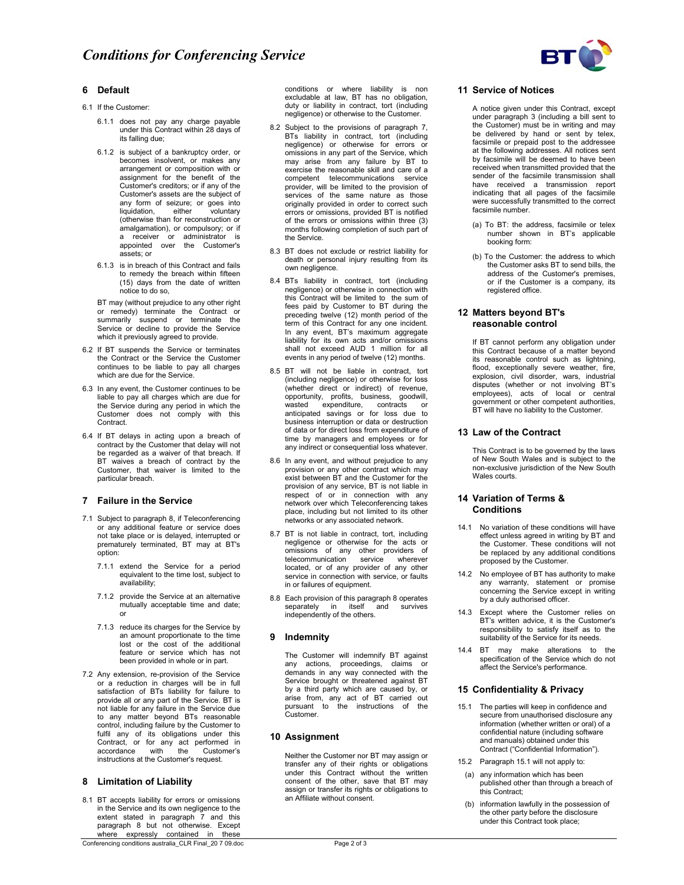## 6 Default

6.1 If the Customer:

6.1.1 does not pay any charge payable under this Contract within 28 days of its falling due;

6.1.2 is subject of a bankruptcy order, or becomes insolvent, or makes any arrangement or composition with or assignment for the benefit of the Customer's creditors; or if any of the Customer's assets are the subject of any form of seizure; or goes into liquidation, either voluntary (otherwise than for reconstruction or amalgamation), or compulsory; or if a receiver or administrator is appointed over the Customer's assets; or

6.1.3 is in breach of this Contract and fails to remedy the breach within fifteen (15) days from the date of written notice to do so,

BT may (without prejudice to any other right or remedy) terminate the Contract or summarily suspend or terminate the Service or decline to provide the Service which it previously agreed to provide.

6.2 If BT suspends the Service or terminates the Contract or the Service the Customer continues to be liable to pay all charges which are due for the Service.

6.3 In any event, the Customer continues to be liable to pay all charges which are due for the Service during any period in which the Customer does not comply with this Contract.

6.4 If BT delays in acting upon a breach of contract by the Customer that delay will not be regarded as a waiver of that breach. If BT waives a breach of contract by the Customer, that waiver is limited to the particular breach.

## 7 Failure in the Service

7.1 Subject to paragraph 8, if Teleconferencing or any additional feature or service does not take place or is delayed, interrupted or prematurely terminated, BT may at BT's option:

7.1.1 extend the Service for a period equivalent to the time lost, subject to availability;

7.1.2 provide the Service at an alternative mutually acceptable time and date; or

7.1.3 reduce its charges for the Service by an amount proportionate to the time lost or the cost of the additional feature or service which has not been provided in whole or in part.

7.2 Any extension, re-provision of the Service or a reduction in charges will be in full satisfaction of BTs liability for failure to provide all or any part of the Service. BT is not liable for any failure in the Service due to any matter beyond BTs reasonable control, including failure by the Customer to fulfil any of its obligations under this Contract, or for any act performed in accordance with the Customer's instructions at the Customer's request.

## 8 Limitation of Liability

8.1 BT accepts liability for errors or omissions in the Service and its own negligence to the extent stated in paragraph 7 and this paragraph 8 but not otherwise. Except where expressly contained in these conditions or where liability is non excludable at law, BT has no obligation, duty or liability in contract, tort (including negligence) or otherwise to the Customer.

8.2 Subject to the provisions of paragraph 7, BTs liability in contract, tort (including negligence) or otherwise for errors or omissions in any part of the Service, which may arise from any failure by BT to exercise the reasonable skill and care of a competent telecommunications service provider, will be limited to the provision of services of the same nature as those originally provided in order to correct such errors or omissions, provided BT is notified of the errors or omissions within three (3) months following completion of such part of the Service.

8.3 BT does not exclude or restrict liability for death or personal injury resulting from its own negligence.

8.4 BTs liability in contract, tort (including negligence) or otherwise in connection with this Contract will be limited to the sum of fees paid by Customer to BT during the preceding twelve (12) month period of the term of this Contract for any one incident. In any event, BT's maximum aggregate liability for its own acts and/or omissions shall not exceed AUD 1 million for all events in any period of twelve (12) months.

8.5 BT will not be liable in contract, tort (including negligence) or otherwise for loss (whether direct or indirect) of revenue, opportunity, profits, business, goodwill, wasted expenditure, contracts or anticipated savings or for loss due to business interruption or data or destruction of data or for direct loss from expenditure of time by managers and employees or for any indirect or consequential loss whatever.

8.6 In any event, and without prejudice to any provision or any other contract which may exist between BT and the Customer for the provision of any service, BT is not liable in respect of or in connection with any network over which Teleconferencing takes place, including but not limited to its other networks or any associated network.

8.7 BT is not liable in contract, tort, including negligence or otherwise for the acts or omissions of any other providers of telecommunication service wherever located, or of any provider of any other service in connection with service, or faults in or failures of equipment.

8.8 Each provision of this paragraph 8 operates separately in itself and survives independently of the others.

## 9 Indemnity

The Customer will indemnify BT against any actions, proceedings, claims or demands in any way connected with the Service brought or threatened against BT by a third party which are caused by, or arise from, any act of BT carried out pursuant to the instructions of the Customer.

## 10 Assignment

Neither the Customer nor BT may assign or transfer any of their rights or obligations under this Contract without the written consent of the other, save that BT may assign or transfer its rights or obligations to an Affiliate without consent.

## 11 Service of Notices

A notice given under this Contract, except under paragraph 3 (including a bill sent to the Customer) must be in writing and may be delivered by hand or sent by telex, facsimile or prepaid post to the addressee at the following addresses. All notices sent by facsimile will be deemed to have been received when transmitted provided that the sender of the facsimile transmission shall have received a transmission report indicating that all pages of the facsimile were successfully transmitted to the correct facsimile number.

(a) To BT: the address, facsimile or telex number shown in BT's applicable booking form:

(b) To the Customer: the address to which the Customer asks BT to send bills, the address of the Customer's premises, or if the Customer is a company, its registered office.

## 12 Matters beyond BT's reasonable control

If BT cannot perform any obligation under this Contract because of a matter beyond its reasonable control such as lightning, flood, exceptionally severe weather, fire, explosion, civil disorder, wars, industrial disputes (whether or not involving BT's employees), acts of local or central government or other competent authorities, BT will have no liability to the Customer.

## 13 Law of the Contract

This Contract is to be governed by the laws of New South Wales and is subject to the non-exclusive jurisdiction of the New South Wales courts.

## 14 Variation of Terms & Conditions

14.1 No variation of these conditions will have effect unless agreed in writing by BT and the Customer. These conditions will not be replaced by any additional conditions proposed by the Customer.

14.2 No employee of BT has authority to make any warranty, statement or promise concerning the Service except in writing by a duly authorised officer.

14.3 Except where the Customer relies on BT's written advice, it is the Customer's responsibility to satisfy itself as to the suitability of the Service for its needs.

14.4 BT may make alterations to the specification of the Service which do not affect the Service's performance.

## 15 Confidentiality & Privacy

15.1 The parties will keep in confidence and secure from unauthorised disclosure any information (whether written or oral) of a confidential nature (including software and manuals) obtained under this Contract ("Confidential Information").

15.2 Paragraph 15.1 will not apply to:

(a) any information which has been published other than through a breach of this Contract;

(b) information lawfully in the possession of the other party before the disclosure under this Contract took place;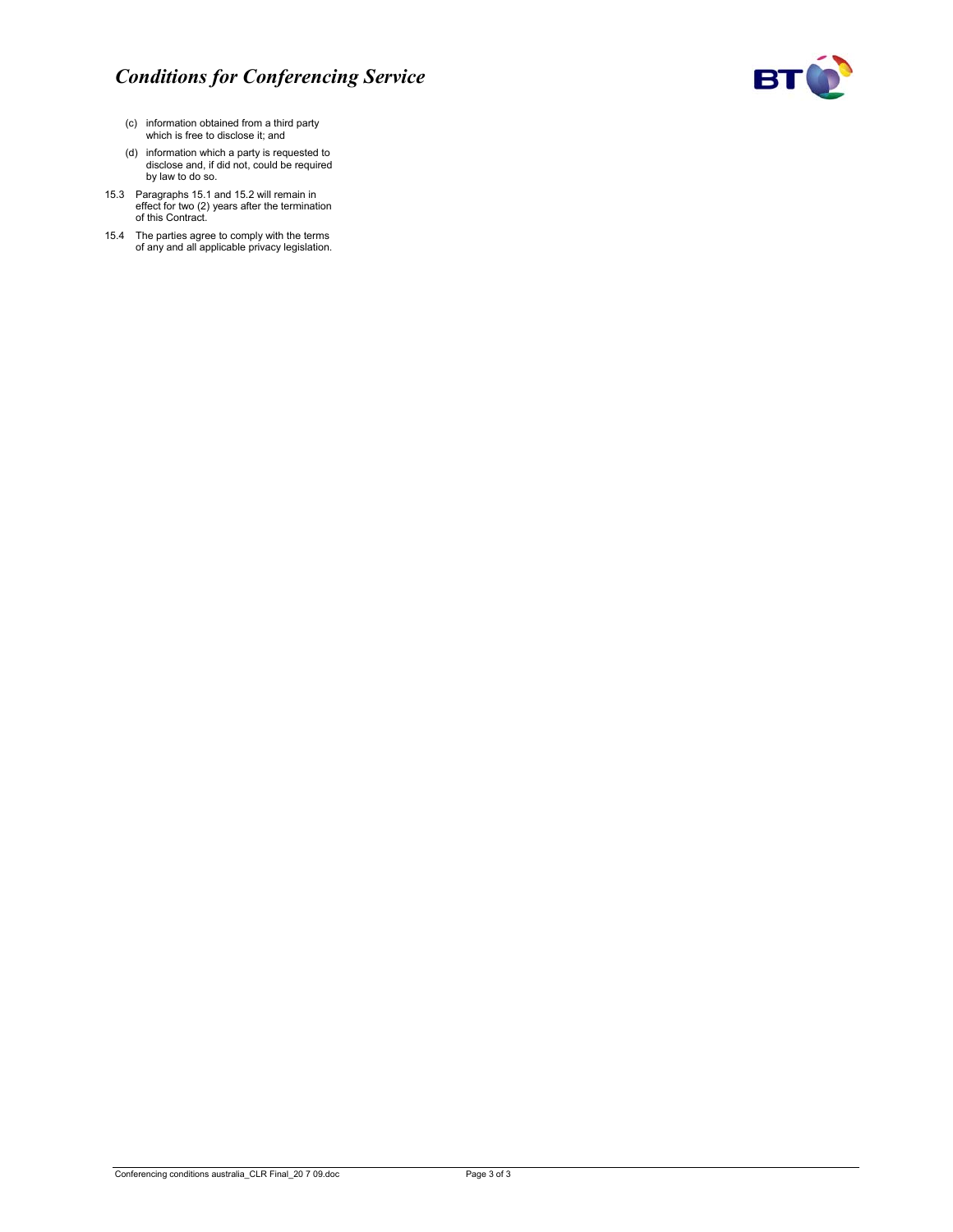(c) information obtained from a third party which is free to disclose it; and

(d) information which a party is requested to disclose and, if did not, could be required by law to do so.

15.3 Paragraphs 15.1 and 15.2 will remain in effect for two (2) years after the termination of this Contract.

15.4 The parties agree to comply with the terms of any and all applicable privacy legislation.